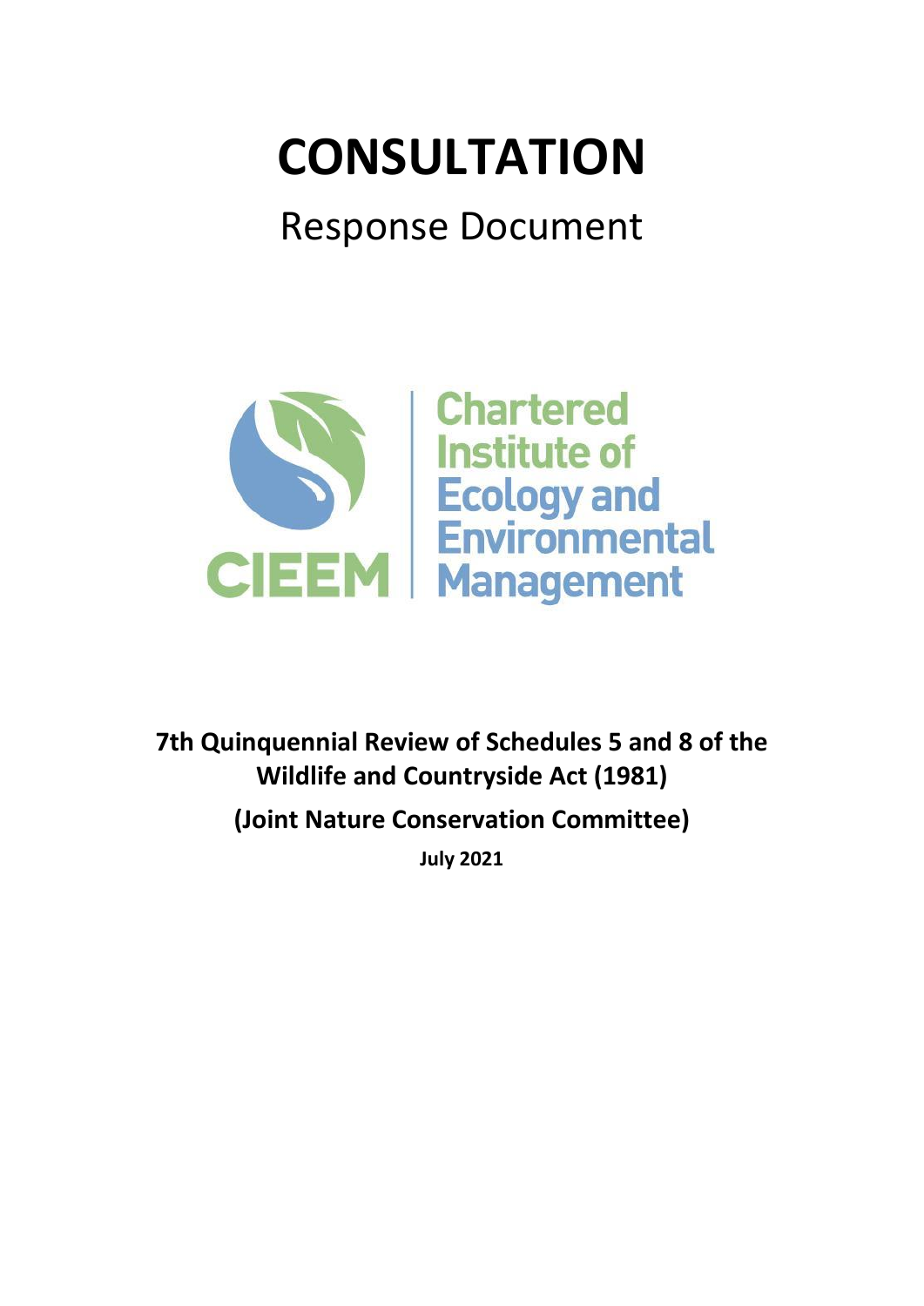# CONSULTATION

## Response Document

Chartered Institute of Ecology and Environmental Management

CIEEM

**7th Quinquennial Review of Schedules 5 and 8 of the Wildlife and Countryside Act (1981)**

**(Joint Nature Conservation Committee)**

**July 2021**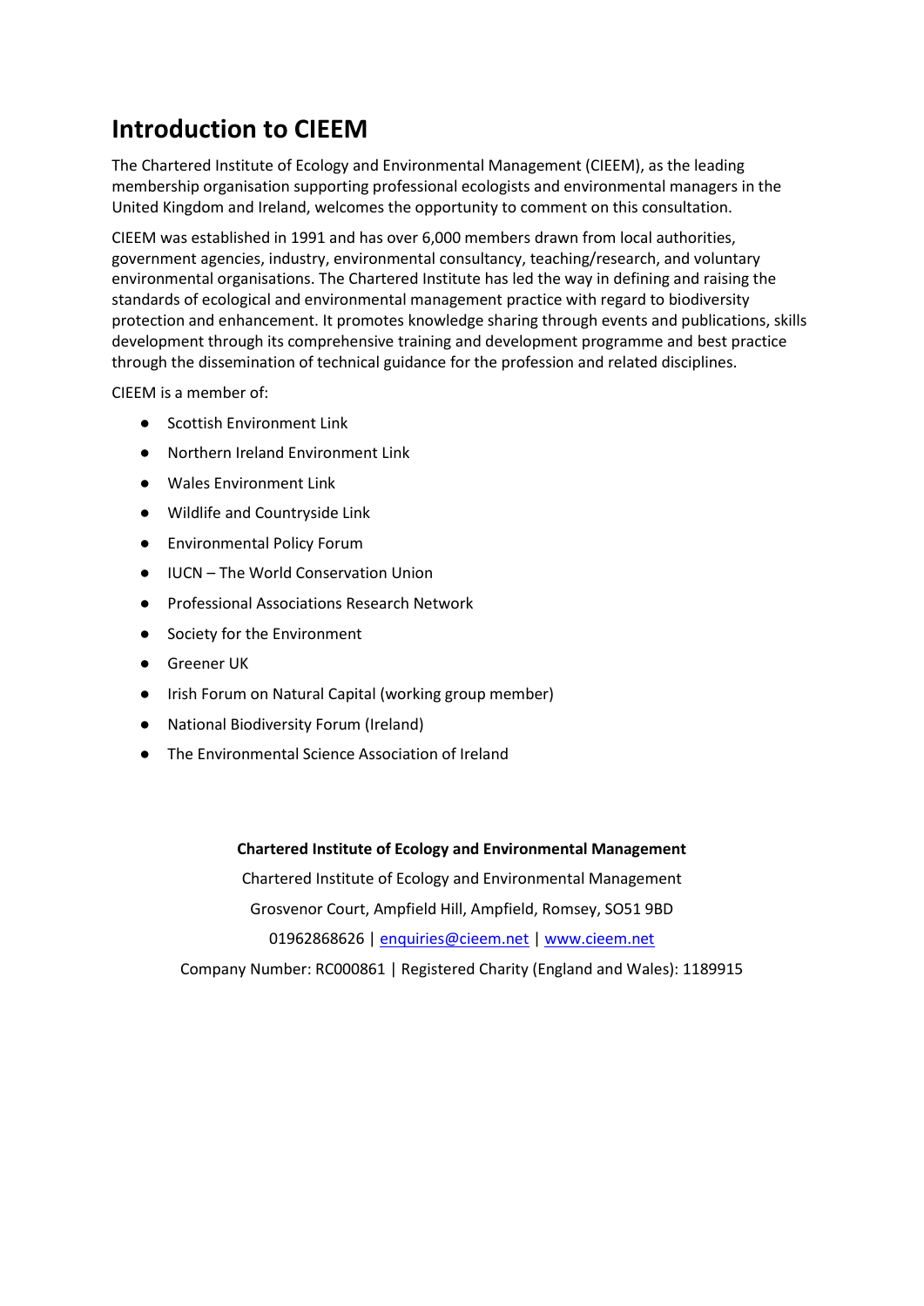# Introduction to CIEEM

The Chartered Institute of Ecology and Environmental Management (CIEEM), as the leading membership organisation supporting professional ecologists and environmental managers in the United Kingdom and Ireland, welcomes the opportunity to comment on this consultation.

CIEEM was established in 1991 and has over 6,000 members drawn from local authorities, government agencies, industry, environmental consultancy, teaching/research, and voluntary environmental organisations. The Chartered Institute has led the way in defining and raising the standards of ecological and environmental management practice with regard to biodiversity protection and enhancement. It promotes knowledge sharing through events and publications, skills development through its comprehensive training and development programme and best practice through the dissemination of technical guidance for the profession and related disciplines.

CIEEM is a member of:

- Scottish Environment Link
- Northern Ireland Environment Link
- Wales Environment Link
- Wildlife and Countryside Link
- Environmental Policy Forum
- IUCN – The World Conservation Union
- Professional Associations Research Network
- Society for the Environment
- Greener UK
- Irish Forum on Natural Capital (working group member)
- National Biodiversity Forum (Ireland)
- The Environmental Science Association of Ireland

**Chartered Institute of Ecology and Environmental Management**

Chartered Institute of Ecology and Environmental Management

Grosvenor Court, Ampfield Hill, Ampfield, Romsey, SO51 9BD

01962868626 | enquiries@cieem.net | www.cieem.net

Company Number: RC000861 | Registered Charity (England and Wales): 1189915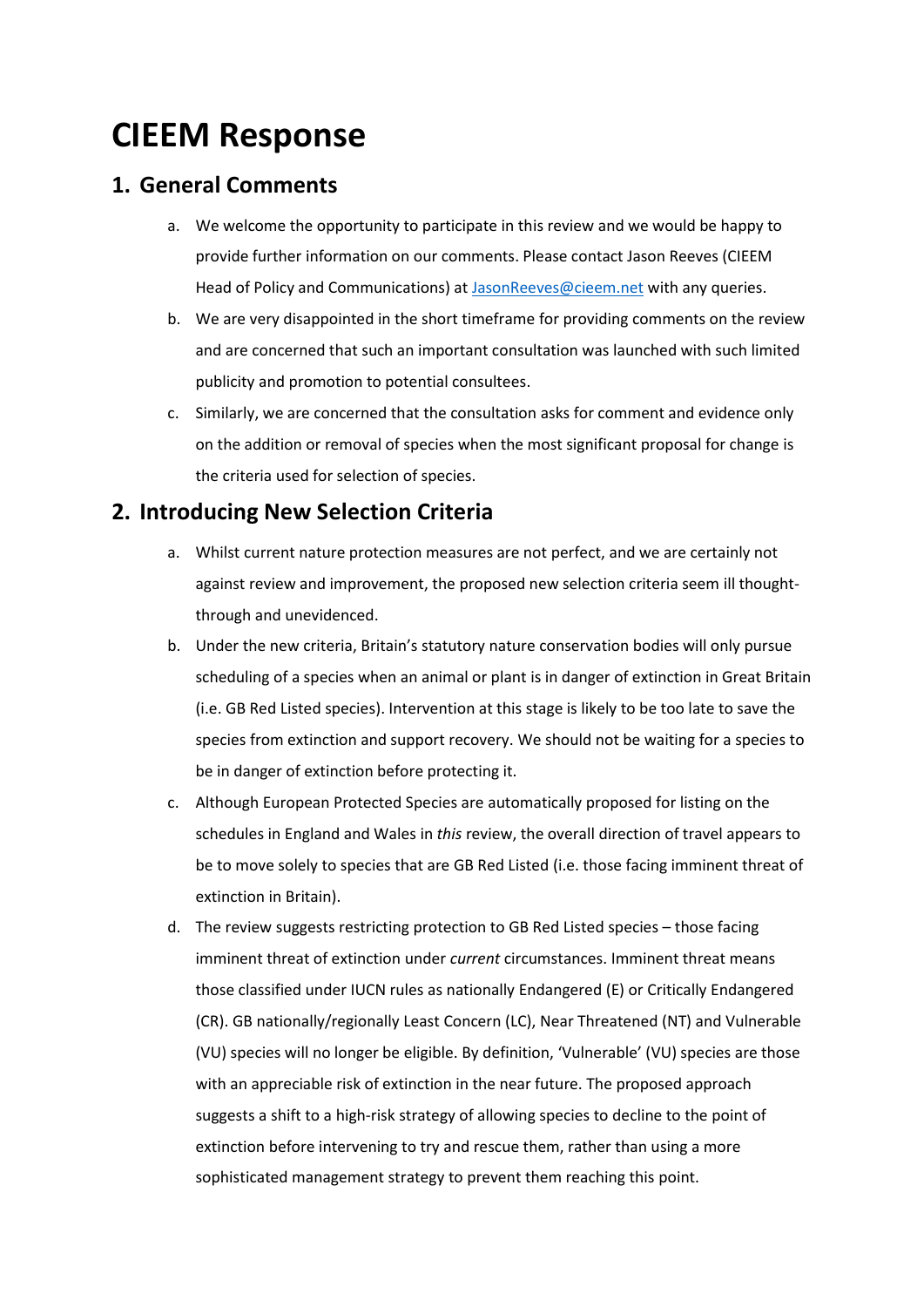# CIEEM Response

## 1. General Comments

a. We welcome the opportunity to participate in this review and we would be happy to provide further information on our comments. Please contact Jason Reeves (CIEEM Head of Policy and Communications) at [JasonReeves@cieem.net](mailto:JasonReeves@cieem.net) with any queries.

b. We are very disappointed in the short timeframe for providing comments on the review and are concerned that such an important consultation was launched with such limited publicity and promotion to potential consultees.

c. Similarly, we are concerned that the consultation asks for comment and evidence only on the addition or removal of species when the most significant proposal for change is the criteria used for selection of species.

## 2. Introducing New Selection Criteria

a. Whilst current nature protection measures are not perfect, and we are certainly not against review and improvement, the proposed new selection criteria seem ill thought-through and unevidenced.

b. Under the new criteria, Britain's statutory nature conservation bodies will only pursue scheduling of a species when an animal or plant is in danger of extinction in Great Britain (i.e. GB Red Listed species). Intervention at this stage is likely to be too late to save the species from extinction and support recovery. We should not be waiting for a species to be in danger of extinction before protecting it.

c. Although European Protected Species are automatically proposed for listing on the schedules in England and Wales in *this* review, the overall direction of travel appears to be to move solely to species that are GB Red Listed (i.e. those facing imminent threat of extinction in Britain).

d. The review suggests restricting protection to GB Red Listed species – those facing imminent threat of extinction under *current* circumstances. Imminent threat means those classified under IUCN rules as nationally Endangered (E) or Critically Endangered (CR). GB nationally/regionally Least Concern (LC), Near Threatened (NT) and Vulnerable (VU) species will no longer be eligible. By definition, 'Vulnerable' (VU) species are those with an appreciable risk of extinction in the near future. The proposed approach suggests a shift to a high-risk strategy of allowing species to decline to the point of extinction before intervening to try and rescue them, rather than using a more sophisticated management strategy to prevent them reaching this point.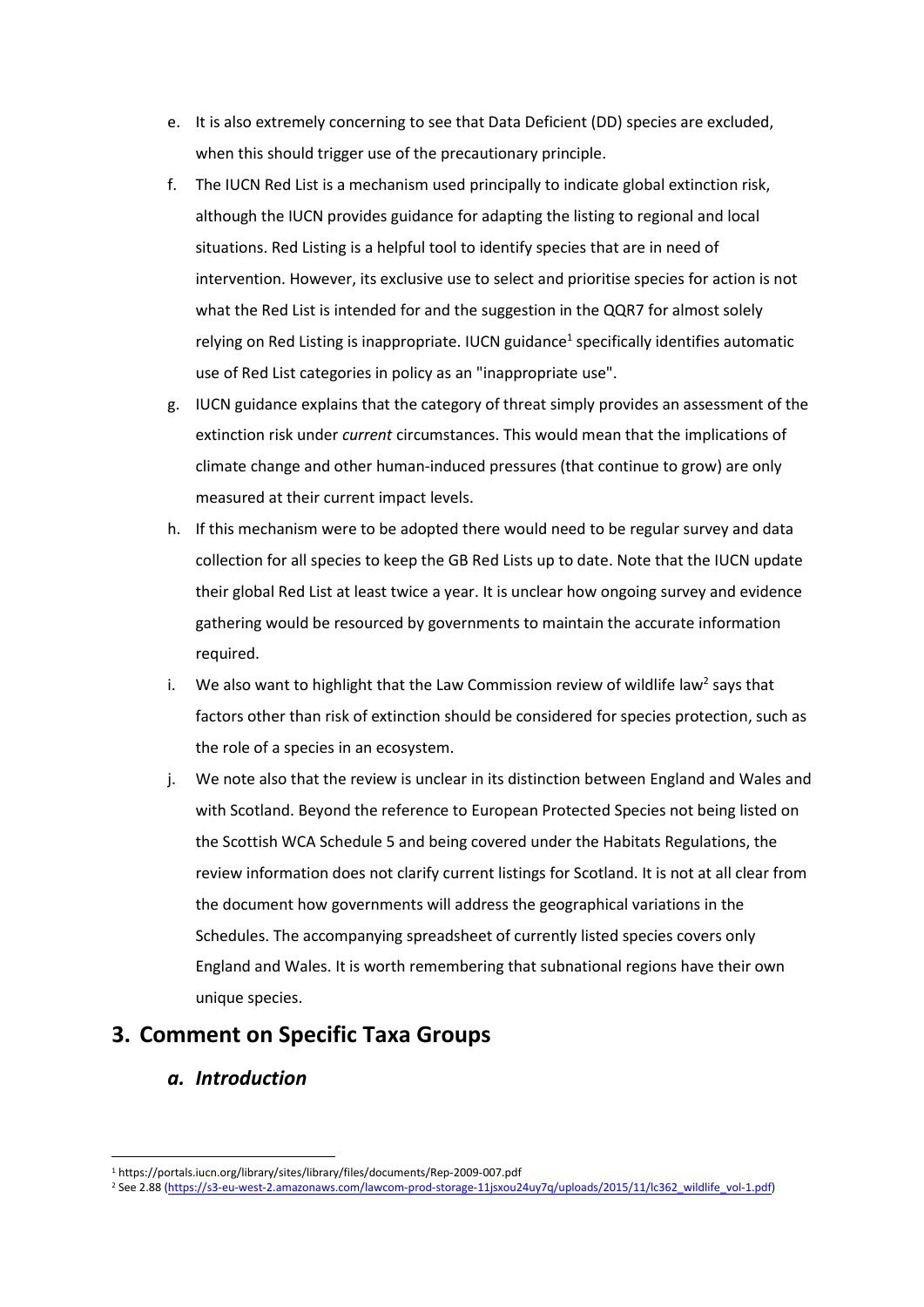e. It is also extremely concerning to see that Data Deficient (DD) species are excluded, when this should trigger use of the precautionary principle.

f. The IUCN Red List is a mechanism used principally to indicate global extinction risk, although the IUCN provides guidance for adapting the listing to regional and local situations. Red Listing is a helpful tool to identify species that are in need of intervention. However, its exclusive use to select and prioritise species for action is not what the Red List is intended for and the suggestion in the QQR7 for almost solely relying on Red Listing is inappropriate. IUCN guidance[1] specifically identifies automatic use of Red List categories in policy as an "inappropriate use".

g. IUCN guidance explains that the category of threat simply provides an assessment of the extinction risk under *current* circumstances. This would mean that the implications of climate change and other human-induced pressures (that continue to grow) are only measured at their current impact levels.

h. If this mechanism were to be adopted there would need to be regular survey and data collection for all species to keep the GB Red Lists up to date. Note that the IUCN update their global Red List at least twice a year. It is unclear how ongoing survey and evidence gathering would be resourced by governments to maintain the accurate information required.

i. We also want to highlight that the Law Commission review of wildlife law[2] says that factors other than risk of extinction should be considered for species protection, such as the role of a species in an ecosystem.

j. We note also that the review is unclear in its distinction between England and Wales and with Scotland. Beyond the reference to European Protected Species not being listed on the Scottish WCA Schedule 5 and being covered under the Habitats Regulations, the review information does not clarify current listings for Scotland. It is not at all clear from the document how governments will address the geographical variations in the Schedules. The accompanying spreadsheet of currently listed species covers only England and Wales. It is worth remembering that subnational regions have their own unique species.

## 3. Comment on Specific Taxa Groups

### *a. Introduction*

---

[1] https://portals.iucn.org/library/sites/library/files/documents/Rep-2009-007.pdf

[2] See 2.88 (https://s3-eu-west-2.amazonaws.com/lawcom-prod-storage-11jsxou24uy7q/uploads/2015/11/lc362_wildlife_vol-1.pdf)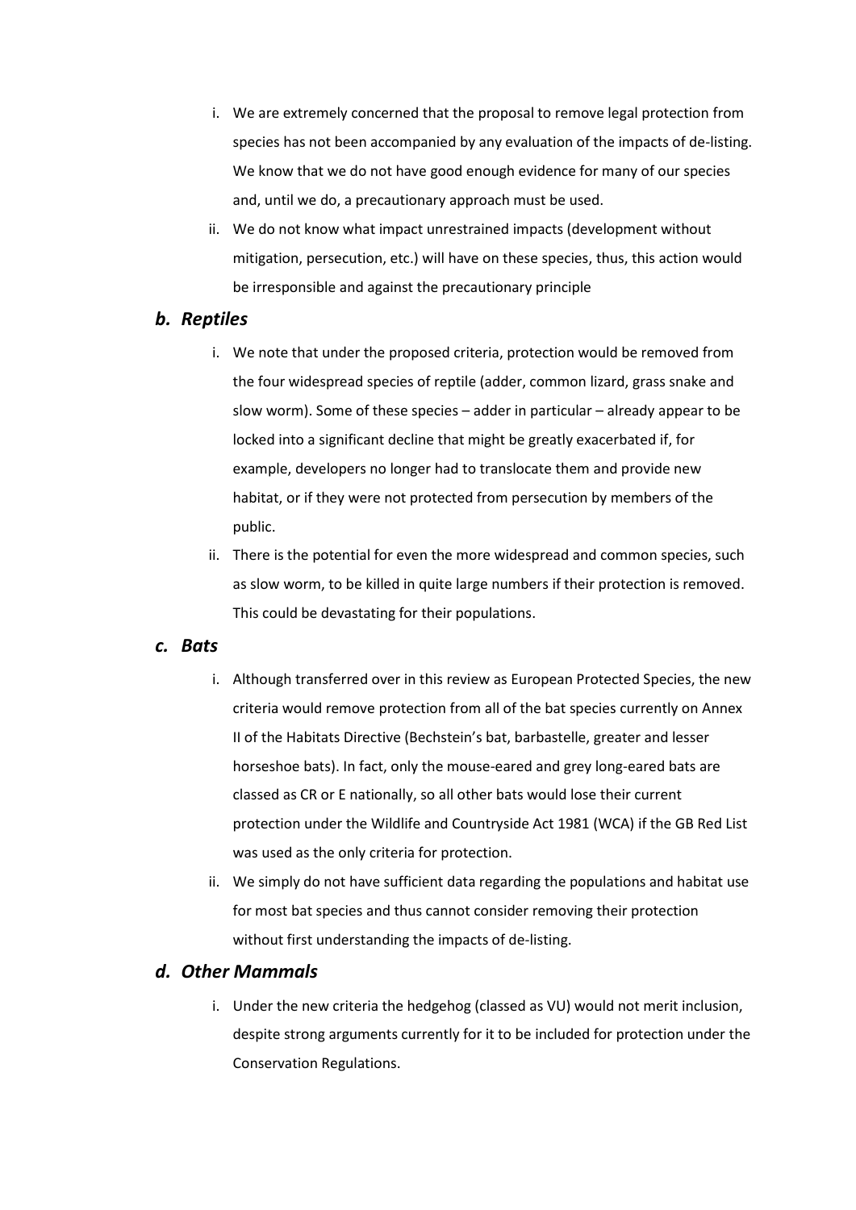i. We are extremely concerned that the proposal to remove legal protection from species has not been accompanied by any evaluation of the impacts of de-listing. We know that we do not have good enough evidence for many of our species and, until we do, a precautionary approach must be used.

ii. We do not know what impact unrestrained impacts (development without mitigation, persecution, etc.) will have on these species, thus, this action would be irresponsible and against the precautionary principle

### *b. Reptiles*

i. We note that under the proposed criteria, protection would be removed from the four widespread species of reptile (adder, common lizard, grass snake and slow worm). Some of these species – adder in particular – already appear to be locked into a significant decline that might be greatly exacerbated if, for example, developers no longer had to translocate them and provide new habitat, or if they were not protected from persecution by members of the public.

ii. There is the potential for even the more widespread and common species, such as slow worm, to be killed in quite large numbers if their protection is removed. This could be devastating for their populations.

### *c. Bats*

i. Although transferred over in this review as European Protected Species, the new criteria would remove protection from all of the bat species currently on Annex II of the Habitats Directive (Bechstein's bat, barbastelle, greater and lesser horseshoe bats). In fact, only the mouse-eared and grey long-eared bats are classed as CR or E nationally, so all other bats would lose their current protection under the Wildlife and Countryside Act 1981 (WCA) if the GB Red List was used as the only criteria for protection.

ii. We simply do not have sufficient data regarding the populations and habitat use for most bat species and thus cannot consider removing their protection without first understanding the impacts of de-listing.

### *d. Other Mammals*

i. Under the new criteria the hedgehog (classed as VU) would not merit inclusion, despite strong arguments currently for it to be included for protection under the Conservation Regulations.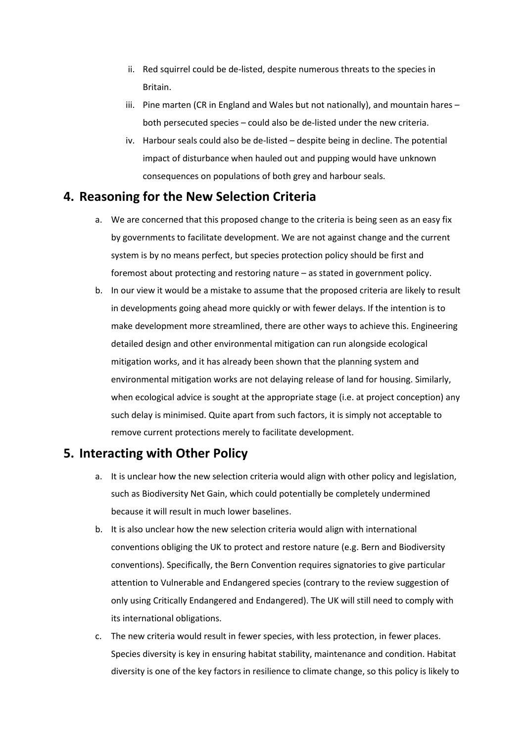ii. Red squirrel could be de-listed, despite numerous threats to the species in Britain.

iii. Pine marten (CR in England and Wales but not nationally), and mountain hares – both persecuted species – could also be de-listed under the new criteria.

iv. Harbour seals could also be de-listed – despite being in decline. The potential impact of disturbance when hauled out and pupping would have unknown consequences on populations of both grey and harbour seals.

## 4. Reasoning for the New Selection Criteria

a. We are concerned that this proposed change to the criteria is being seen as an easy fix by governments to facilitate development. We are not against change and the current system is by no means perfect, but species protection policy should be first and foremost about protecting and restoring nature – as stated in government policy.

b. In our view it would be a mistake to assume that the proposed criteria are likely to result in developments going ahead more quickly or with fewer delays. If the intention is to make development more streamlined, there are other ways to achieve this. Engineering detailed design and other environmental mitigation can run alongside ecological mitigation works, and it has already been shown that the planning system and environmental mitigation works are not delaying release of land for housing. Similarly, when ecological advice is sought at the appropriate stage (i.e. at project conception) any such delay is minimised. Quite apart from such factors, it is simply not acceptable to remove current protections merely to facilitate development.

## 5. Interacting with Other Policy

a. It is unclear how the new selection criteria would align with other policy and legislation, such as Biodiversity Net Gain, which could potentially be completely undermined because it will result in much lower baselines.

b. It is also unclear how the new selection criteria would align with international conventions obliging the UK to protect and restore nature (e.g. Bern and Biodiversity conventions). Specifically, the Bern Convention requires signatories to give particular attention to Vulnerable and Endangered species (contrary to the review suggestion of only using Critically Endangered and Endangered). The UK will still need to comply with its international obligations.

c. The new criteria would result in fewer species, with less protection, in fewer places. Species diversity is key in ensuring habitat stability, maintenance and condition. Habitat diversity is one of the key factors in resilience to climate change, so this policy is likely to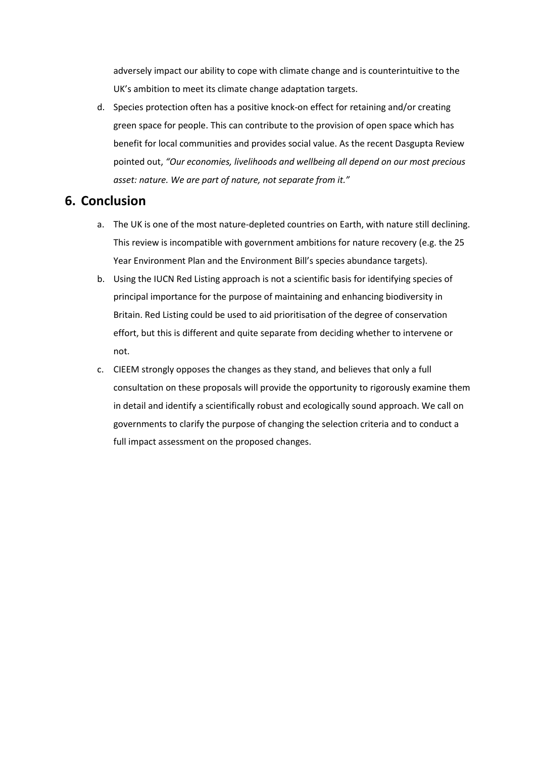adversely impact our ability to cope with climate change and is counterintuitive to the UK's ambition to meet its climate change adaptation targets.

d. Species protection often has a positive knock-on effect for retaining and/or creating green space for people. This can contribute to the provision of open space which has benefit for local communities and provides social value. As the recent Dasgupta Review pointed out, *"Our economies, livelihoods and wellbeing all depend on our most precious asset: nature. We are part of nature, not separate from it."*

## 6. Conclusion

a. The UK is one of the most nature-depleted countries on Earth, with nature still declining. This review is incompatible with government ambitions for nature recovery (e.g. the 25 Year Environment Plan and the Environment Bill's species abundance targets).

b. Using the IUCN Red Listing approach is not a scientific basis for identifying species of principal importance for the purpose of maintaining and enhancing biodiversity in Britain. Red Listing could be used to aid prioritisation of the degree of conservation effort, but this is different and quite separate from deciding whether to intervene or not.

c. CIEEM strongly opposes the changes as they stand, and believes that only a full consultation on these proposals will provide the opportunity to rigorously examine them in detail and identify a scientifically robust and ecologically sound approach. We call on governments to clarify the purpose of changing the selection criteria and to conduct a full impact assessment on the proposed changes.